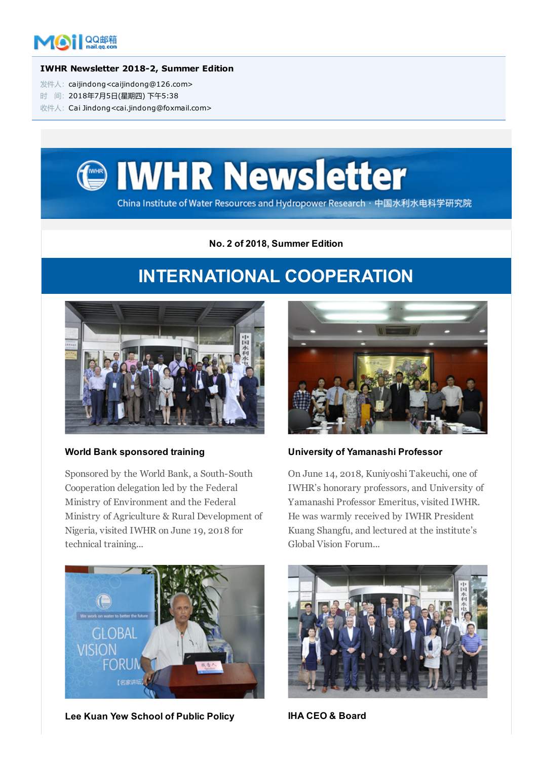**IWHR Newsletter 2018-2, Summer Edition**

发件人：caijindong<caijindong@126.com>

时　间：2018年7月5日(星期四) 下午5:38

收件人：Cai Jindong<cai.jindong@foxmail.com>

# IWHR Newsletter

China Institute of Water Resources and Hydropower Research · 中国水利水电科学研究院

**No. 2 of 2018, Summer Edition**

## INTERNATIONAL COOPERATION

### World Bank sponsored training

Sponsored by the World Bank, a South-South Cooperation delegation led by the Federal Ministry of Environment and the Federal Ministry of Agriculture & Rural Development of Nigeria, visited IWHR on June 19, 2018 for technical training...

### University of Yamanashi Professor

On June 14, 2018, Kuniyoshi Takeuchi, one of IWHR's honorary professors, and University of Yamanashi Professor Emeritus, visited IWHR. He was warmly received by IWHR President Kuang Shangfu, and lectured at the institute's Global Vision Forum...

### Lee Kuan Yew School of Public Policy

### IHA CEO & Board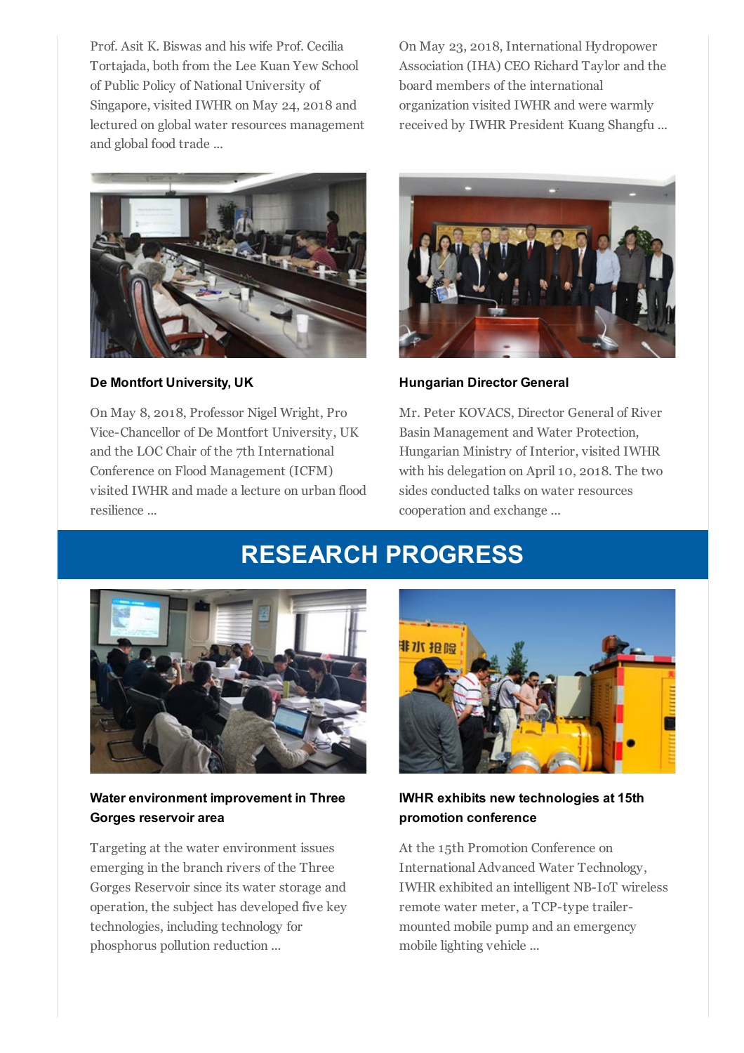Prof. Asit K. Biswas and his wife Prof. Cecilia Tortajada, both from the Lee Kuan Yew School of Public Policy of National University of Singapore, visited IWHR on May 24, 2018 and lectured on global water resources management and global food trade ...

On May 23, 2018, International Hydropower Association (IHA) CEO Richard Taylor and the board members of the international organization visited IWHR and were warmly received by IWHR President Kuang Shangfu ...

**De Montfort University, UK**

On May 8, 2018, Professor Nigel Wright, Pro Vice-Chancellor of De Montfort University, UK and the LOC Chair of the 7th International Conference on Flood Management (ICFM) visited IWHR and made a lecture on urban flood resilience ...

**Hungarian Director General**

Mr. Peter KOVACS, Director General of River Basin Management and Water Protection, Hungarian Ministry of Interior, visited IWHR with his delegation on April 10, 2018. The two sides conducted talks on water resources cooperation and exchange ...

# RESEARCH PROGRESS

**Water environment improvement in Three Gorges reservoir area**

Targeting at the water environment issues emerging in the branch rivers of the Three Gorges Reservoir since its water storage and operation, the subject has developed five key technologies, including technology for phosphorus pollution reduction ...

**IWHR exhibits new technologies at 15th promotion conference**

At the 15th Promotion Conference on International Advanced Water Technology, IWHR exhibited an intelligent NB-IoT wireless remote water meter, a TCP-type trailer-mounted mobile pump and an emergency mobile lighting vehicle ...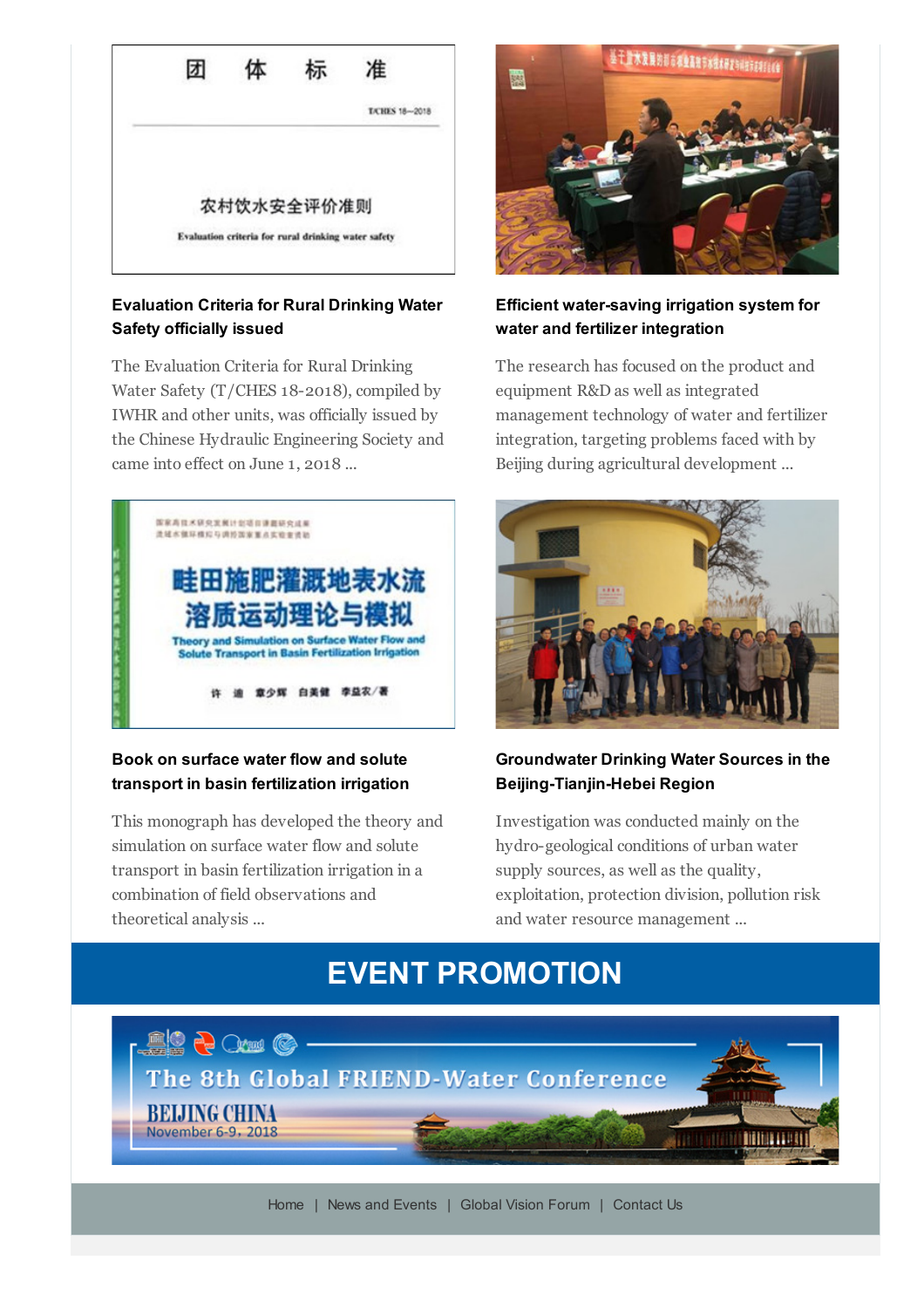### Evaluation Criteria for Rural Drinking Water Safety officially issued

The Evaluation Criteria for Rural Drinking Water Safety (T/CHES 18-2018), compiled by IWHR and other units, was officially issued by the Chinese Hydraulic Engineering Society and came into effect on June 1, 2018 ...

### Efficient water-saving irrigation system for water and fertilizer integration

The research has focused on the product and equipment R&D as well as integrated management technology of water and fertilizer integration, targeting problems faced with by Beijing during agricultural development ...

### Book on surface water flow and solute transport in basin fertilization irrigation

This monograph has developed the theory and simulation on surface water flow and solute transport in basin fertilization irrigation in a combination of field observations and theoretical analysis ...

### Groundwater Drinking Water Sources in the Beijing-Tianjin-Hebei Region

Investigation was conducted mainly on the hydro-geological conditions of urban water supply sources, as well as the quality, exploitation, protection division, pollution risk and water resource management ...

## EVENT PROMOTION

The 8th Global FRIEND-Water Conference

BEIJING CHINA

November 6-9, 2018

Home | News and Events | Global Vision Forum | Contact Us